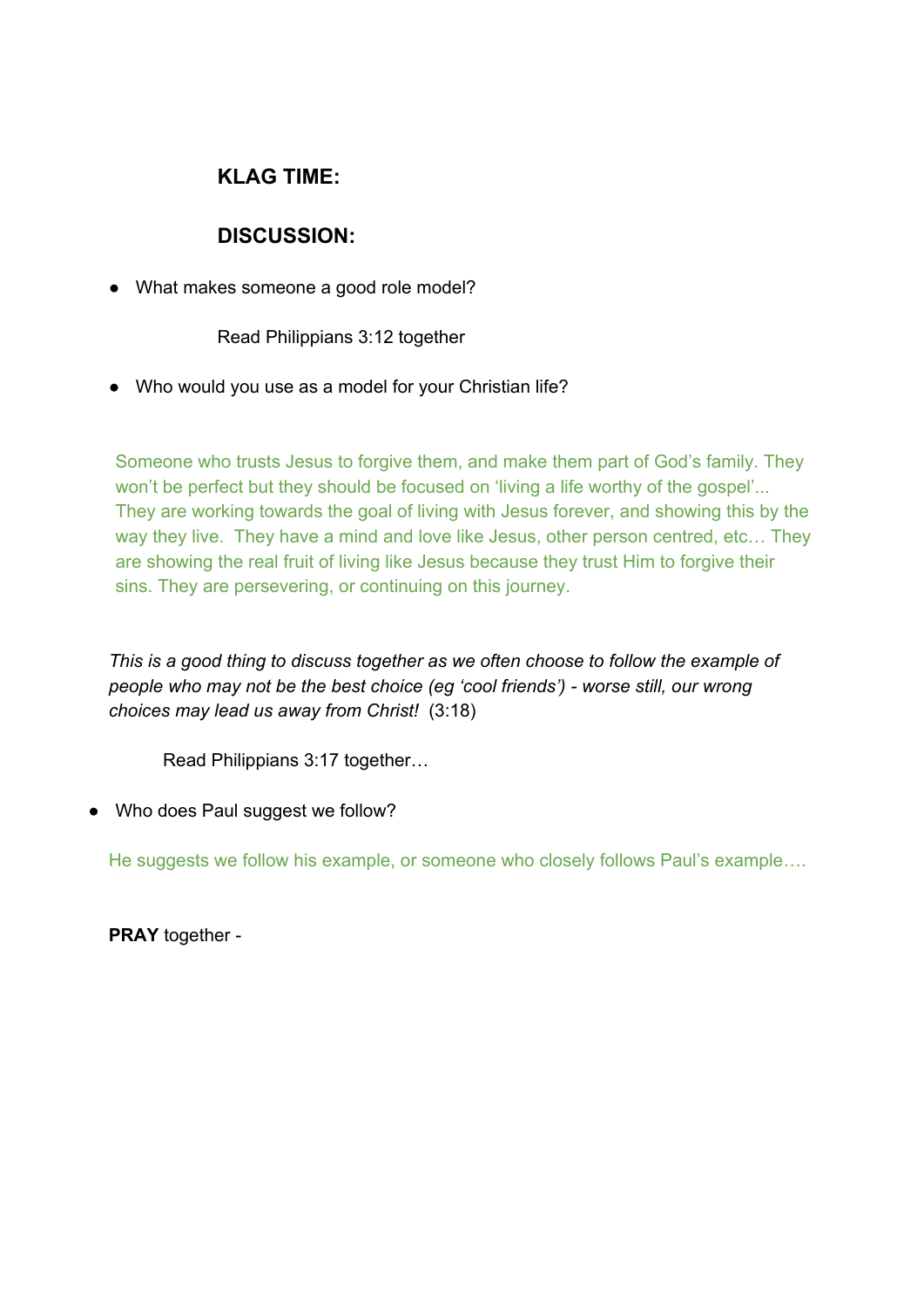**KLAG TIME:**

**DISCUSSION:**

- What makes someone a good role model?

Read Philippians 3:12 together

- Who would you use as a model for your Christian life?

Someone who trusts Jesus to forgive them, and make them part of God's family. They won't be perfect but they should be focused on 'living a life worthy of the gospel'... They are working towards the goal of living with Jesus forever, and showing this by the way they live. They have a mind and love like Jesus, other person centred, etc… They are showing the real fruit of living like Jesus because they trust Him to forgive their sins. They are persevering, or continuing on this journey.

*This is a good thing to discuss together as we often choose to follow the example of people who may not be the best choice (eg 'cool friends') - worse still, our wrong choices may lead us away from Christ!* (3:18)

Read Philippians 3:17 together…

- Who does Paul suggest we follow?

He suggests we follow his example, or someone who closely follows Paul's example….

**PRAY** together -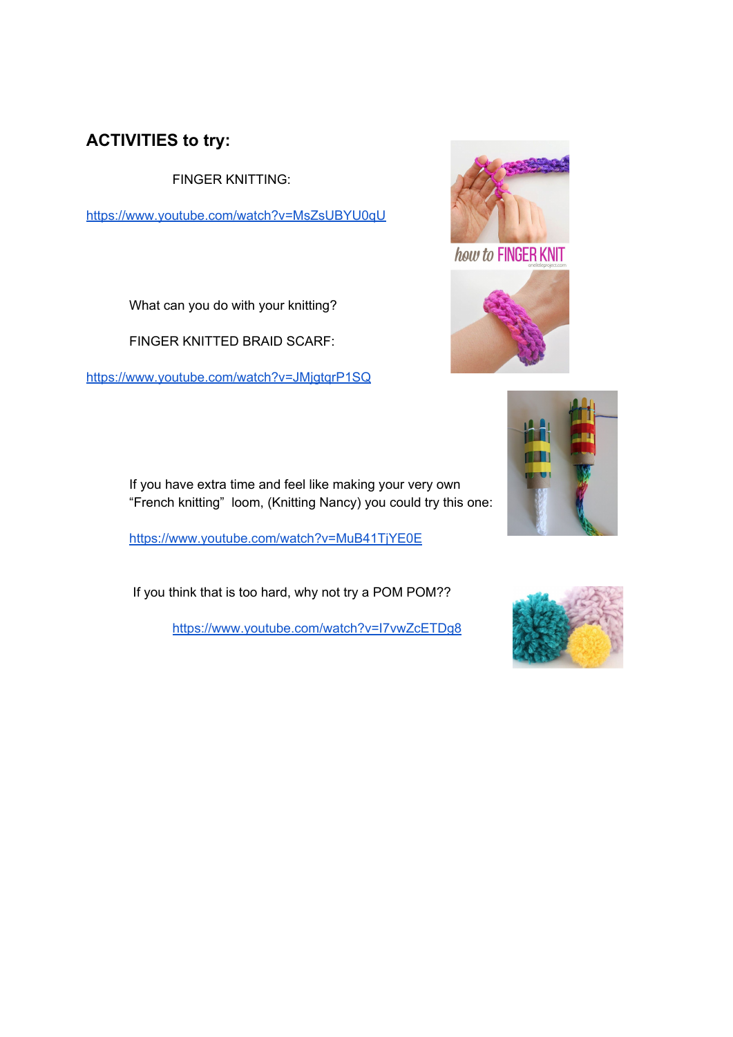**ACTIVITIES to try:**

FINGER KNITTING:

https://www.youtube.com/watch?v=MsZsUBYU0qU

What can you do with your knitting?

FINGER KNITTED BRAID SCARF:

https://www.youtube.com/watch?v=JMjgtqrP1SQ

If you have extra time and feel like making your very own “French knitting” loom, (Knitting Nancy) you could try this one:

https://www.youtube.com/watch?v=MuB41TjYE0E

If you think that is too hard, why not try a POM POM??

https://www.youtube.com/watch?v=I7vwZcETDg8